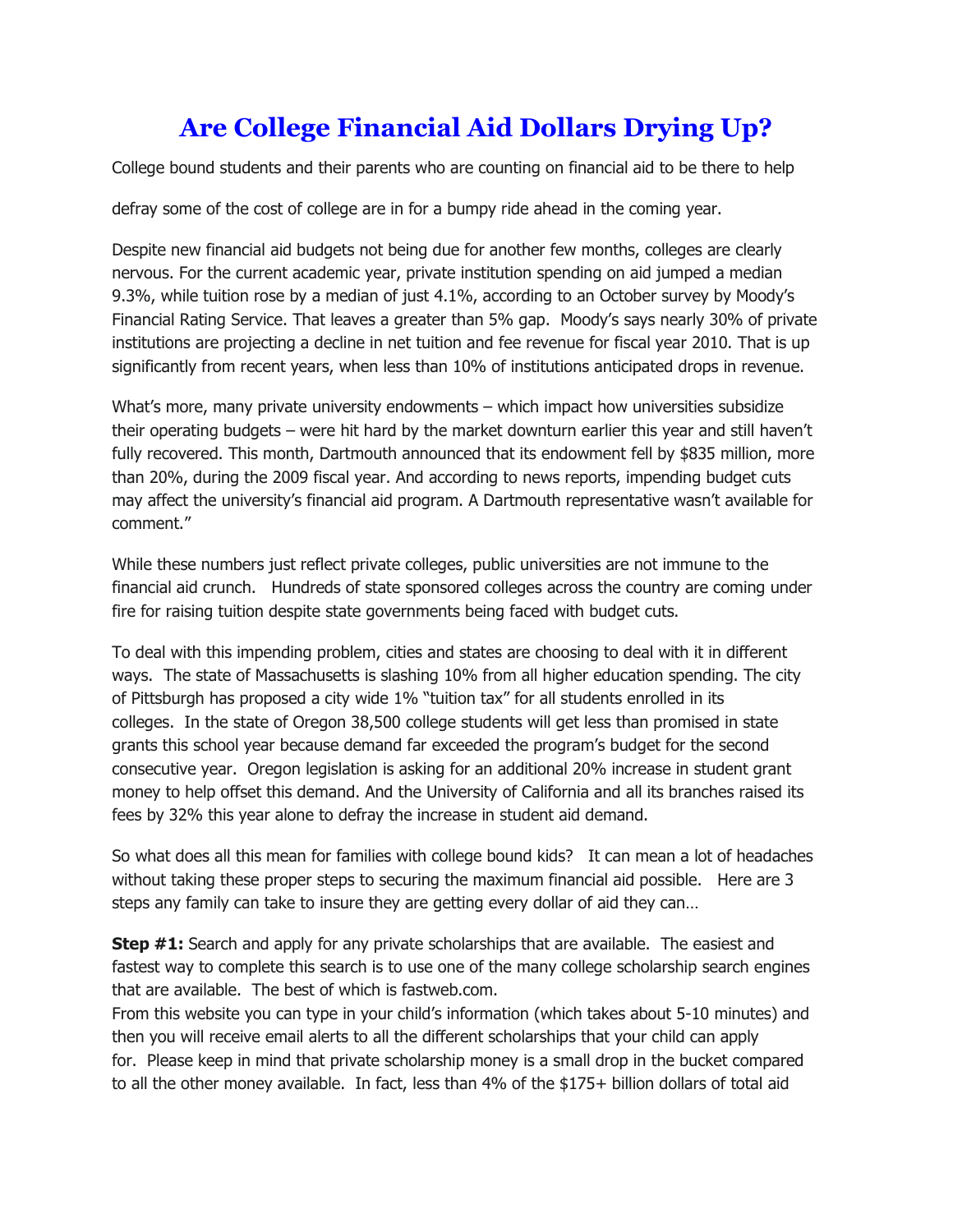# Are College Financial Aid Dollars Drying Up?

College bound students and their parents who are counting on financial aid to be there to help defray some of the cost of college are in for a bumpy ride ahead in the coming year.

Despite new financial aid budgets not being due for another few months, colleges are clearly nervous. For the current academic year, private institution spending on aid jumped a median 9.3%, while tuition rose by a median of just 4.1%, according to an October survey by Moody's Financial Rating Service. That leaves a greater than 5% gap. Moody's says nearly 30% of private institutions are projecting a decline in net tuition and fee revenue for fiscal year 2010. That is up significantly from recent years, when less than 10% of institutions anticipated drops in revenue.

What's more, many private university endowments – which impact how universities subsidize their operating budgets – were hit hard by the market downturn earlier this year and still haven't fully recovered. This month, Dartmouth announced that its endowment fell by $835 million, more than 20%, during the 2009 fiscal year. And according to news reports, impending budget cuts may affect the university's financial aid program. A Dartmouth representative wasn't available for comment."

While these numbers just reflect private colleges, public universities are not immune to the financial aid crunch. Hundreds of state sponsored colleges across the country are coming under fire for raising tuition despite state governments being faced with budget cuts.

To deal with this impending problem, cities and states are choosing to deal with it in different ways. The state of Massachusetts is slashing 10% from all higher education spending. The city of Pittsburgh has proposed a city wide 1% "tuition tax" for all students enrolled in its colleges. In the state of Oregon 38,500 college students will get less than promised in state grants this school year because demand far exceeded the program's budget for the second consecutive year. Oregon legislation is asking for an additional 20% increase in student grant money to help offset this demand. And the University of California and all its branches raised its fees by 32% this year alone to defray the increase in student aid demand.

So what does all this mean for families with college bound kids? It can mean a lot of headaches without taking these proper steps to securing the maximum financial aid possible. Here are 3 steps any family can take to insure they are getting every dollar of aid they can…

**Step #1:** Search and apply for any private scholarships that are available. The easiest and fastest way to complete this search is to use one of the many college scholarship search engines that are available. The best of which is fastweb.com.
From this website you can type in your child's information (which takes about 5-10 minutes) and then you will receive email alerts to all the different scholarships that your child can apply for. Please keep in mind that private scholarship money is a small drop in the bucket compared to all the other money available. In fact, less than 4% of the $175+ billion dollars of total aid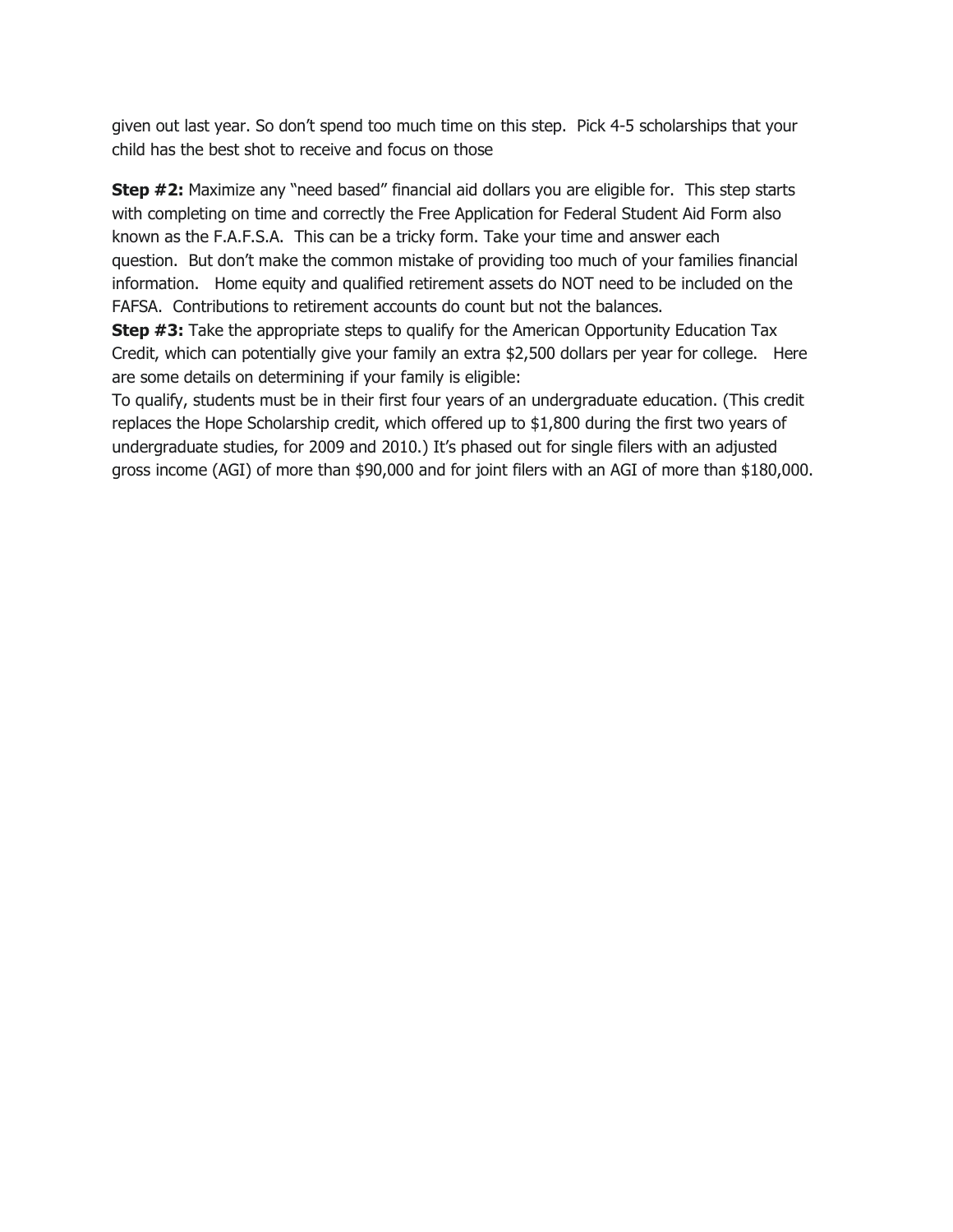given out last year. So don't spend too much time on this step. Pick 4-5 scholarships that your child has the best shot to receive and focus on those

**Step #2:** Maximize any "need based" financial aid dollars you are eligible for. This step starts with completing on time and correctly the Free Application for Federal Student Aid Form also known as the F.A.F.S.A. This can be a tricky form. Take your time and answer each question. But don't make the common mistake of providing too much of your families financial information. Home equity and qualified retirement assets do NOT need to be included on the FAFSA. Contributions to retirement accounts do count but not the balances.

**Step #3:** Take the appropriate steps to qualify for the American Opportunity Education Tax Credit, which can potentially give your family an extra $2,500 dollars per year for college. Here are some details on determining if your family is eligible:

To qualify, students must be in their first four years of an undergraduate education. (This credit replaces the Hope Scholarship credit, which offered up to $1,800 during the first two years of undergraduate studies, for 2009 and 2010.) It's phased out for single filers with an adjusted gross income (AGI) of more than $90,000 and for joint filers with an AGI of more than $180,000.